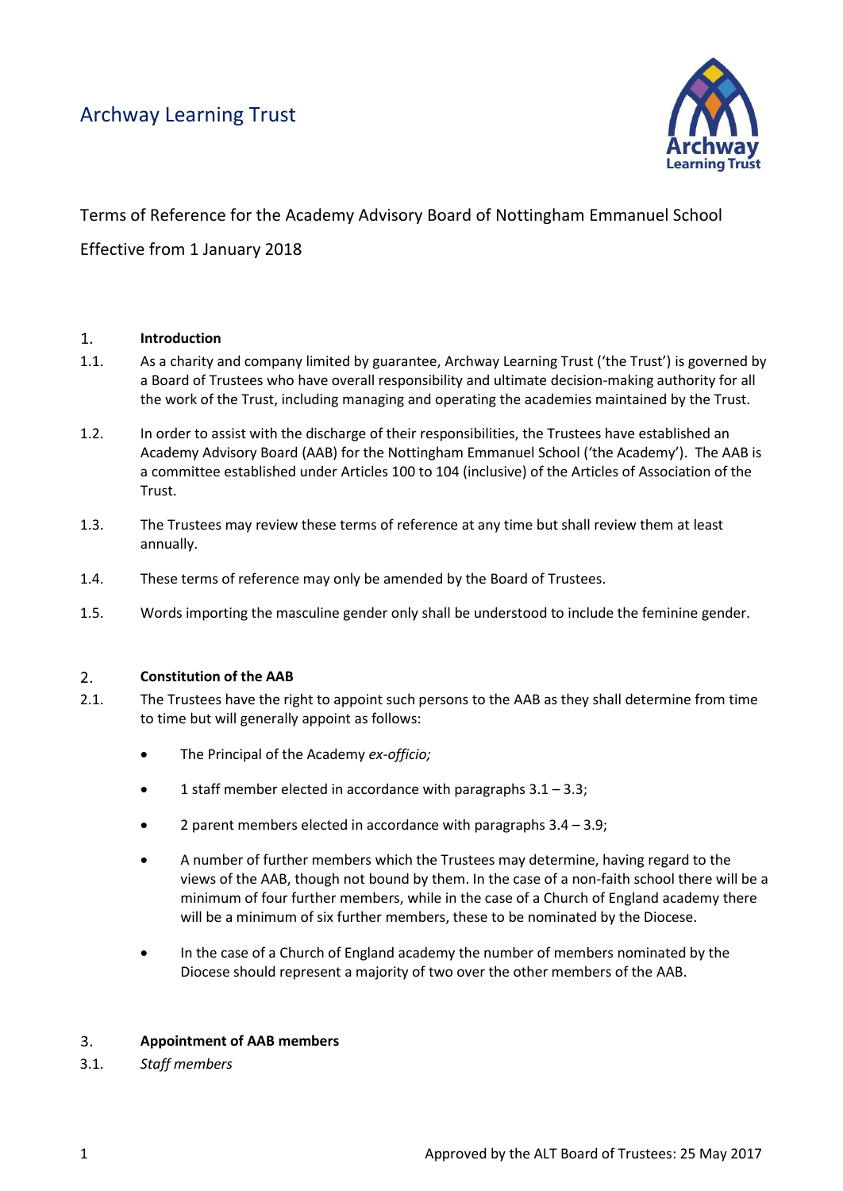# Archway Learning Trust

Terms of Reference for the Academy Advisory Board of Nottingham Emmanuel School

Effective from 1 January 2018

## 1. Introduction

1.1. As a charity and company limited by guarantee, Archway Learning Trust ('the Trust') is governed by a Board of Trustees who have overall responsibility and ultimate decision-making authority for all the work of the Trust, including managing and operating the academies maintained by the Trust.

1.2. In order to assist with the discharge of their responsibilities, the Trustees have established an Academy Advisory Board (AAB) for the Nottingham Emmanuel School ('the Academy'). The AAB is a committee established under Articles 100 to 104 (inclusive) of the Articles of Association of the Trust.

1.3. The Trustees may review these terms of reference at any time but shall review them at least annually.

1.4. These terms of reference may only be amended by the Board of Trustees.

1.5. Words importing the masculine gender only shall be understood to include the feminine gender.

## 2. Constitution of the AAB

2.1. The Trustees have the right to appoint such persons to the AAB as they shall determine from time to time but will generally appoint as follows:

- The Principal of the Academy *ex-officio;*
- 1 staff member elected in accordance with paragraphs 3.1 – 3.3;
- 2 parent members elected in accordance with paragraphs 3.4 – 3.9;
- A number of further members which the Trustees may determine, having regard to the views of the AAB, though not bound by them. In the case of a non-faith school there will be a minimum of four further members, while in the case of a Church of England academy there will be a minimum of six further members, these to be nominated by the Diocese.
- In the case of a Church of England academy the number of members nominated by the Diocese should represent a majority of two over the other members of the AAB.

## 3. Appointment of AAB members

3.1. *Staff members*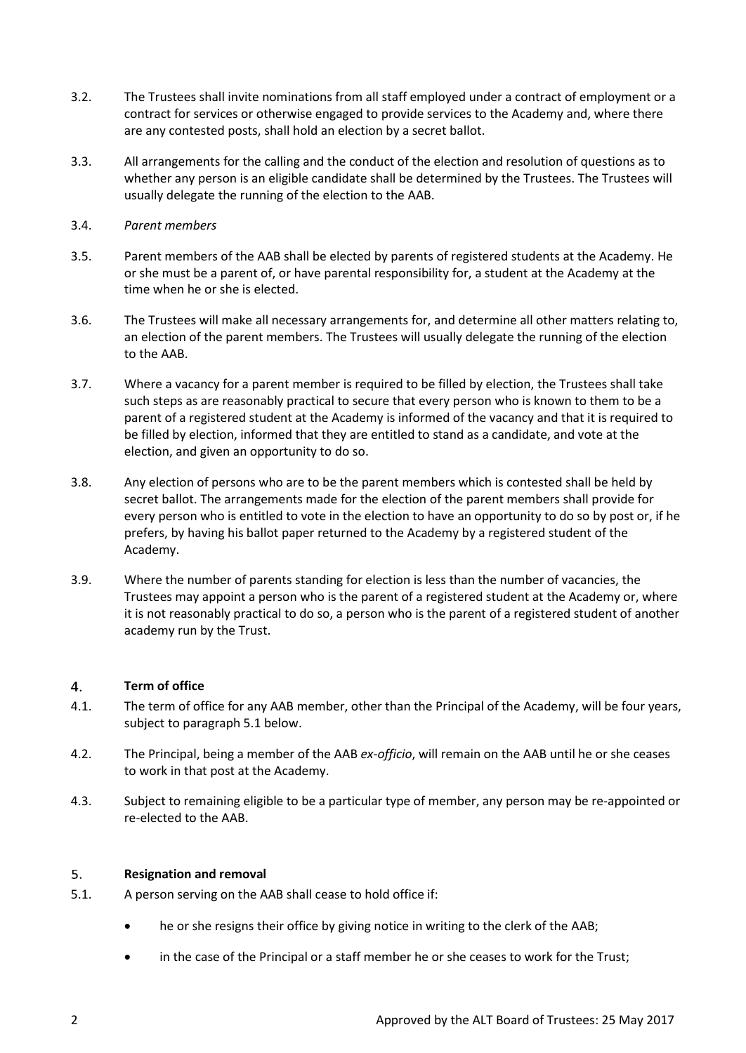3.2. The Trustees shall invite nominations from all staff employed under a contract of employment or a contract for services or otherwise engaged to provide services to the Academy and, where there are any contested posts, shall hold an election by a secret ballot.

3.3. All arrangements for the calling and the conduct of the election and resolution of questions as to whether any person is an eligible candidate shall be determined by the Trustees. The Trustees will usually delegate the running of the election to the AAB.

3.4. *Parent members*

3.5. Parent members of the AAB shall be elected by parents of registered students at the Academy. He or she must be a parent of, or have parental responsibility for, a student at the Academy at the time when he or she is elected.

3.6. The Trustees will make all necessary arrangements for, and determine all other matters relating to, an election of the parent members. The Trustees will usually delegate the running of the election to the AAB.

3.7. Where a vacancy for a parent member is required to be filled by election, the Trustees shall take such steps as are reasonably practical to secure that every person who is known to them to be a parent of a registered student at the Academy is informed of the vacancy and that it is required to be filled by election, informed that they are entitled to stand as a candidate, and vote at the election, and given an opportunity to do so.

3.8. Any election of persons who are to be the parent members which is contested shall be held by secret ballot. The arrangements made for the election of the parent members shall provide for every person who is entitled to vote in the election to have an opportunity to do so by post or, if he prefers, by having his ballot paper returned to the Academy by a registered student of the Academy.

3.9. Where the number of parents standing for election is less than the number of vacancies, the Trustees may appoint a person who is the parent of a registered student at the Academy or, where it is not reasonably practical to do so, a person who is the parent of a registered student of another academy run by the Trust.

## 4. Term of office

4.1. The term of office for any AAB member, other than the Principal of the Academy, will be four years, subject to paragraph 5.1 below.

4.2. The Principal, being a member of the AAB *ex-officio*, will remain on the AAB until he or she ceases to work in that post at the Academy.

4.3. Subject to remaining eligible to be a particular type of member, any person may be re-appointed or re-elected to the AAB.

## 5. Resignation and removal

5.1. A person serving on the AAB shall cease to hold office if:

- he or she resigns their office by giving notice in writing to the clerk of the AAB;
- in the case of the Principal or a staff member he or she ceases to work for the Trust;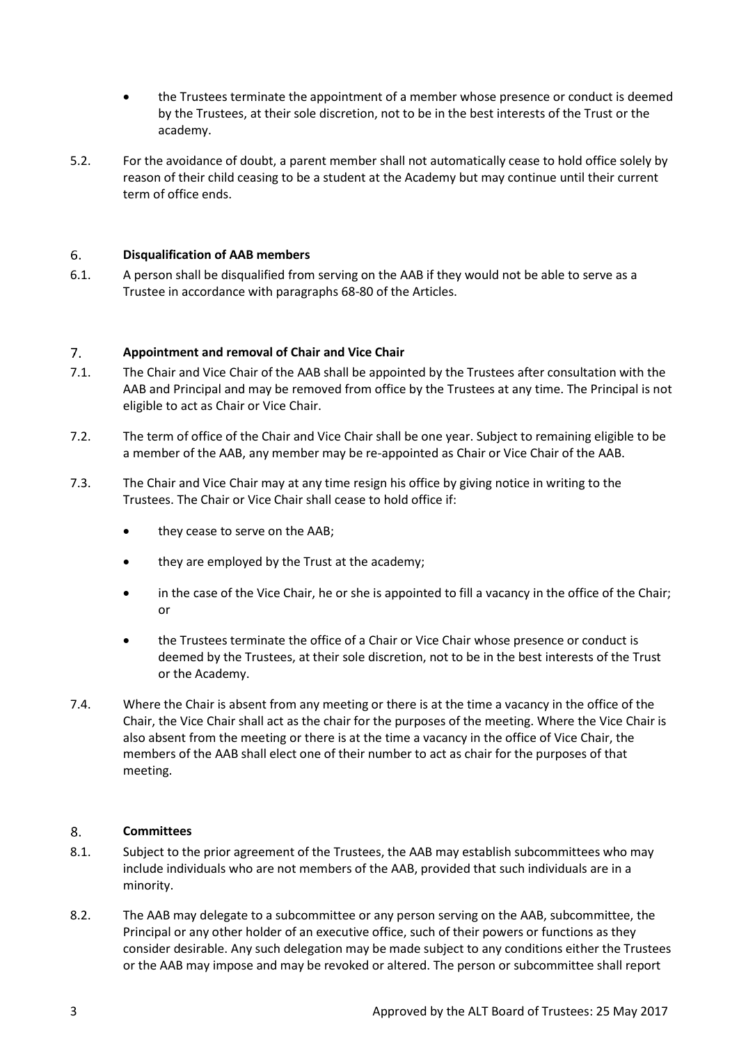- the Trustees terminate the appointment of a member whose presence or conduct is deemed by the Trustees, at their sole discretion, not to be in the best interests of the Trust or the academy.

5.2. For the avoidance of doubt, a parent member shall not automatically cease to hold office solely by reason of their child ceasing to be a student at the Academy but may continue until their current term of office ends.

## 6. Disqualification of AAB members

6.1. A person shall be disqualified from serving on the AAB if they would not be able to serve as a Trustee in accordance with paragraphs 68-80 of the Articles.

## 7. Appointment and removal of Chair and Vice Chair

7.1. The Chair and Vice Chair of the AAB shall be appointed by the Trustees after consultation with the AAB and Principal and may be removed from office by the Trustees at any time. The Principal is not eligible to act as Chair or Vice Chair.

7.2. The term of office of the Chair and Vice Chair shall be one year. Subject to remaining eligible to be a member of the AAB, any member may be re-appointed as Chair or Vice Chair of the AAB.

7.3. The Chair and Vice Chair may at any time resign his office by giving notice in writing to the Trustees. The Chair or Vice Chair shall cease to hold office if:

- they cease to serve on the AAB;
- they are employed by the Trust at the academy;
- in the case of the Vice Chair, he or she is appointed to fill a vacancy in the office of the Chair; or
- the Trustees terminate the office of a Chair or Vice Chair whose presence or conduct is deemed by the Trustees, at their sole discretion, not to be in the best interests of the Trust or the Academy.

7.4. Where the Chair is absent from any meeting or there is at the time a vacancy in the office of the Chair, the Vice Chair shall act as the chair for the purposes of the meeting. Where the Vice Chair is also absent from the meeting or there is at the time a vacancy in the office of Vice Chair, the members of the AAB shall elect one of their number to act as chair for the purposes of that meeting.

## 8. Committees

8.1. Subject to the prior agreement of the Trustees, the AAB may establish subcommittees who may include individuals who are not members of the AAB, provided that such individuals are in a minority.

8.2. The AAB may delegate to a subcommittee or any person serving on the AAB, subcommittee, the Principal or any other holder of an executive office, such of their powers or functions as they consider desirable. Any such delegation may be made subject to any conditions either the Trustees or the AAB may impose and may be revoked or altered. The person or subcommittee shall report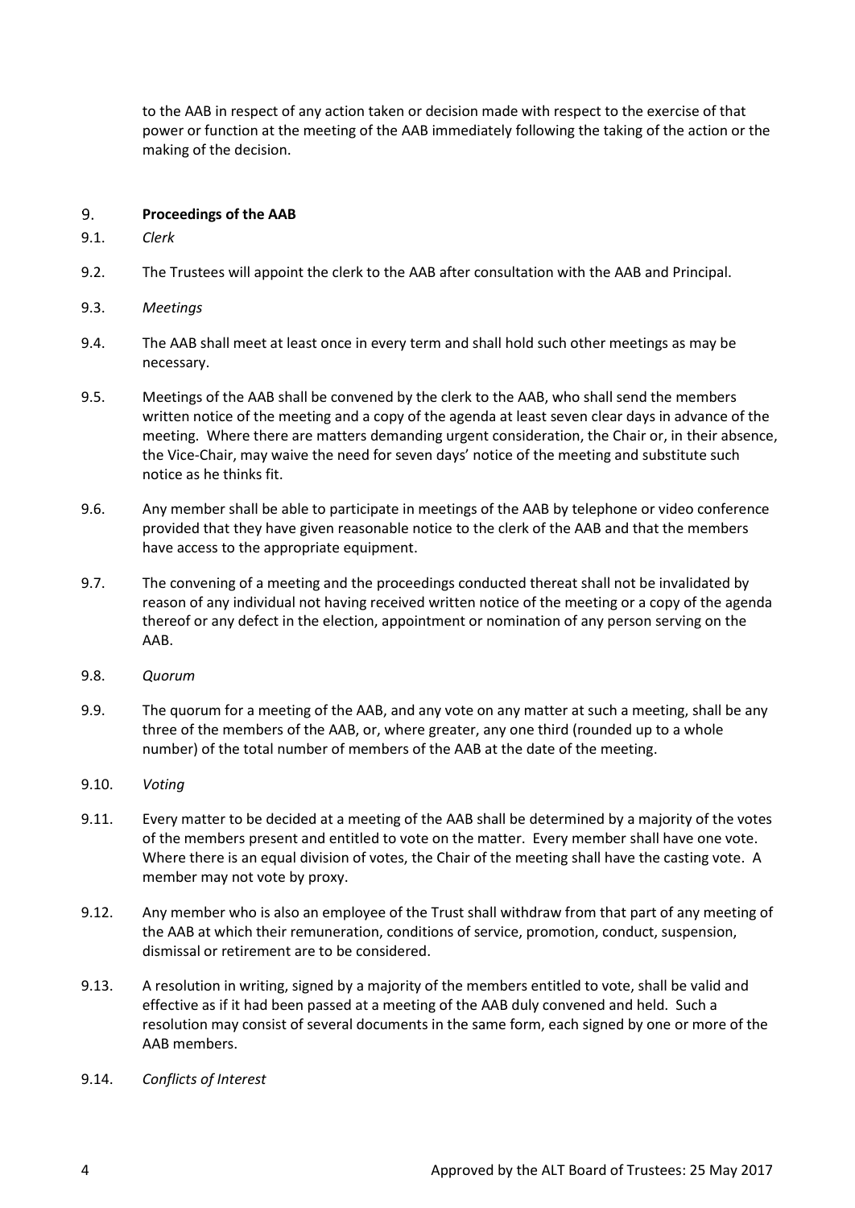to the AAB in respect of any action taken or decision made with respect to the exercise of that power or function at the meeting of the AAB immediately following the taking of the action or the making of the decision.

## 9. Proceedings of the AAB

9.1. *Clerk*

9.2. The Trustees will appoint the clerk to the AAB after consultation with the AAB and Principal.

9.3. *Meetings*

9.4. The AAB shall meet at least once in every term and shall hold such other meetings as may be necessary.

9.5. Meetings of the AAB shall be convened by the clerk to the AAB, who shall send the members written notice of the meeting and a copy of the agenda at least seven clear days in advance of the meeting. Where there are matters demanding urgent consideration, the Chair or, in their absence, the Vice-Chair, may waive the need for seven days' notice of the meeting and substitute such notice as he thinks fit.

9.6. Any member shall be able to participate in meetings of the AAB by telephone or video conference provided that they have given reasonable notice to the clerk of the AAB and that the members have access to the appropriate equipment.

9.7. The convening of a meeting and the proceedings conducted thereat shall not be invalidated by reason of any individual not having received written notice of the meeting or a copy of the agenda thereof or any defect in the election, appointment or nomination of any person serving on the AAB.

9.8. *Quorum*

9.9. The quorum for a meeting of the AAB, and any vote on any matter at such a meeting, shall be any three of the members of the AAB, or, where greater, any one third (rounded up to a whole number) of the total number of members of the AAB at the date of the meeting.

9.10. *Voting*

9.11. Every matter to be decided at a meeting of the AAB shall be determined by a majority of the votes of the members present and entitled to vote on the matter. Every member shall have one vote. Where there is an equal division of votes, the Chair of the meeting shall have the casting vote. A member may not vote by proxy.

9.12. Any member who is also an employee of the Trust shall withdraw from that part of any meeting of the AAB at which their remuneration, conditions of service, promotion, conduct, suspension, dismissal or retirement are to be considered.

9.13. A resolution in writing, signed by a majority of the members entitled to vote, shall be valid and effective as if it had been passed at a meeting of the AAB duly convened and held. Such a resolution may consist of several documents in the same form, each signed by one or more of the AAB members.

9.14. *Conflicts of Interest*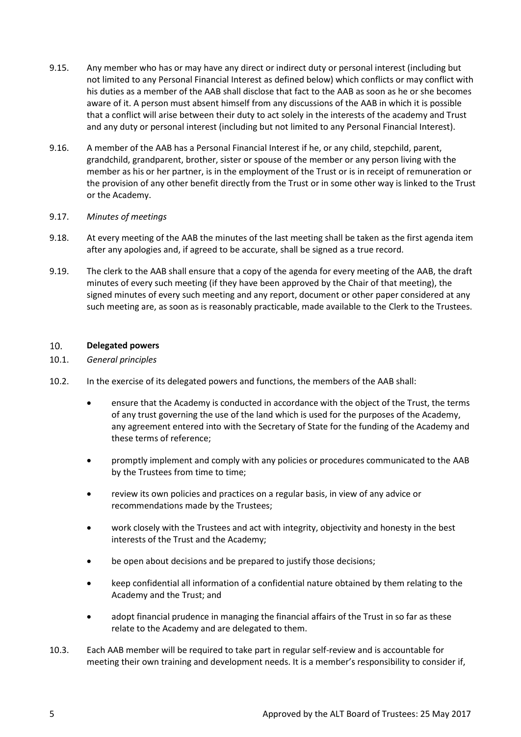9.15. Any member who has or may have any direct or indirect duty or personal interest (including but not limited to any Personal Financial Interest as defined below) which conflicts or may conflict with his duties as a member of the AAB shall disclose that fact to the AAB as soon as he or she becomes aware of it. A person must absent himself from any discussions of the AAB in which it is possible that a conflict will arise between their duty to act solely in the interests of the academy and Trust and any duty or personal interest (including but not limited to any Personal Financial Interest).

9.16. A member of the AAB has a Personal Financial Interest if he, or any child, stepchild, parent, grandchild, grandparent, brother, sister or spouse of the member or any person living with the member as his or her partner, is in the employment of the Trust or is in receipt of remuneration or the provision of any other benefit directly from the Trust or in some other way is linked to the Trust or the Academy.

9.17. *Minutes of meetings*

9.18. At every meeting of the AAB the minutes of the last meeting shall be taken as the first agenda item after any apologies and, if agreed to be accurate, shall be signed as a true record.

9.19. The clerk to the AAB shall ensure that a copy of the agenda for every meeting of the AAB, the draft minutes of every such meeting (if they have been approved by the Chair of that meeting), the signed minutes of every such meeting and any report, document or other paper considered at any such meeting are, as soon as is reasonably practicable, made available to the Clerk to the Trustees.

## 10. Delegated powers

10.1. *General principles*

10.2. In the exercise of its delegated powers and functions, the members of the AAB shall:

- ensure that the Academy is conducted in accordance with the object of the Trust, the terms of any trust governing the use of the land which is used for the purposes of the Academy, any agreement entered into with the Secretary of State for the funding of the Academy and these terms of reference;
- promptly implement and comply with any policies or procedures communicated to the AAB by the Trustees from time to time;
- review its own policies and practices on a regular basis, in view of any advice or recommendations made by the Trustees;
- work closely with the Trustees and act with integrity, objectivity and honesty in the best interests of the Trust and the Academy;
- be open about decisions and be prepared to justify those decisions;
- keep confidential all information of a confidential nature obtained by them relating to the Academy and the Trust; and
- adopt financial prudence in managing the financial affairs of the Trust in so far as these relate to the Academy and are delegated to them.

10.3. Each AAB member will be required to take part in regular self-review and is accountable for meeting their own training and development needs. It is a member's responsibility to consider if,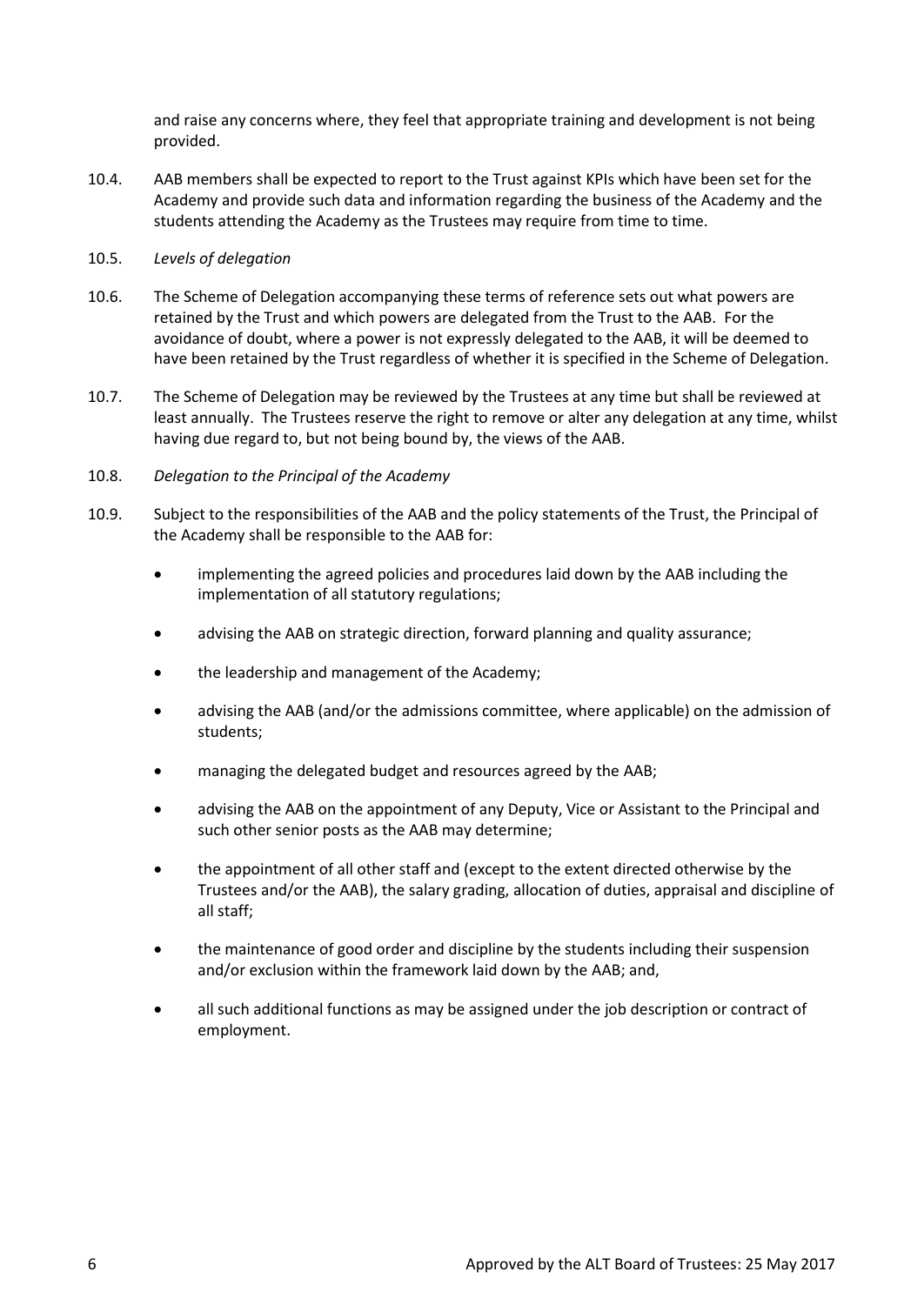and raise any concerns where, they feel that appropriate training and development is not being provided.

10.4. AAB members shall be expected to report to the Trust against KPIs which have been set for the Academy and provide such data and information regarding the business of the Academy and the students attending the Academy as the Trustees may require from time to time.

10.5. *Levels of delegation*

10.6. The Scheme of Delegation accompanying these terms of reference sets out what powers are retained by the Trust and which powers are delegated from the Trust to the AAB. For the avoidance of doubt, where a power is not expressly delegated to the AAB, it will be deemed to have been retained by the Trust regardless of whether it is specified in the Scheme of Delegation.

10.7. The Scheme of Delegation may be reviewed by the Trustees at any time but shall be reviewed at least annually. The Trustees reserve the right to remove or alter any delegation at any time, whilst having due regard to, but not being bound by, the views of the AAB.

10.8. *Delegation to the Principal of the Academy*

10.9. Subject to the responsibilities of the AAB and the policy statements of the Trust, the Principal of the Academy shall be responsible to the AAB for:

- implementing the agreed policies and procedures laid down by the AAB including the implementation of all statutory regulations;
- advising the AAB on strategic direction, forward planning and quality assurance;
- the leadership and management of the Academy;
- advising the AAB (and/or the admissions committee, where applicable) on the admission of students;
- managing the delegated budget and resources agreed by the AAB;
- advising the AAB on the appointment of any Deputy, Vice or Assistant to the Principal and such other senior posts as the AAB may determine;
- the appointment of all other staff and (except to the extent directed otherwise by the Trustees and/or the AAB), the salary grading, allocation of duties, appraisal and discipline of all staff;
- the maintenance of good order and discipline by the students including their suspension and/or exclusion within the framework laid down by the AAB; and,
- all such additional functions as may be assigned under the job description or contract of employment.

Approved by the ALT Board of Trustees: 25 May 2017